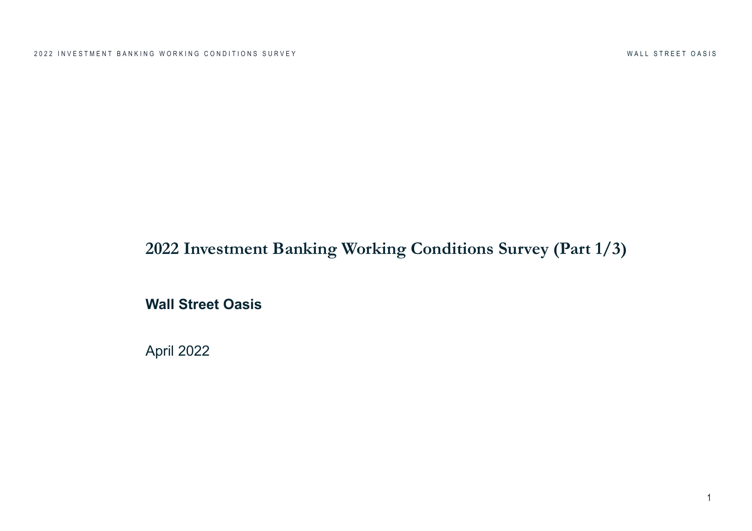# 2022 Investment Banking Working Conditions Survey (Part 1/3)

**Wall Street Oasis**

April 2022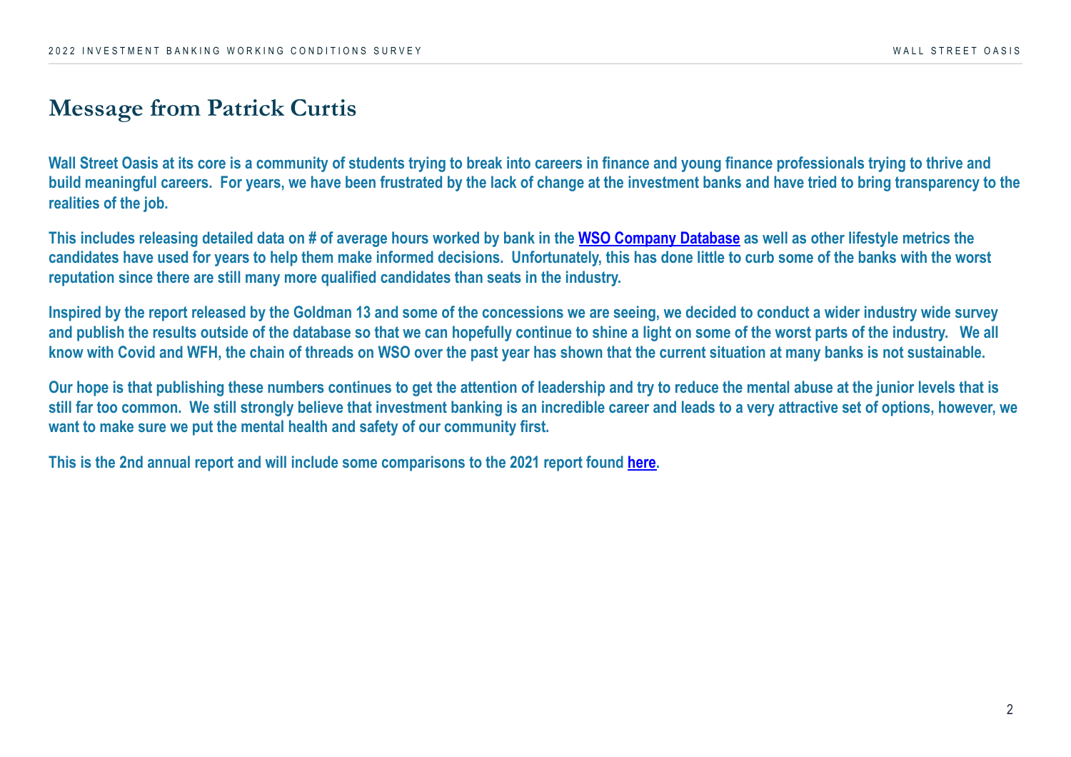# Message from Patrick Curtis

**Wall Street Oasis at its core is a community of students trying to break into careers in finance and young finance professionals trying to thrive and build meaningful careers. For years, we have been frustrated by the lack of change at the investment banks and have tried to bring transparency to the realities of the job.**

**This includes releasing detailed data on # of average hours worked by bank in the [WSO Company Database]() as well as other lifestyle metrics the candidates have used for years to help them make informed decisions. Unfortunately, this has done little to curb some of the banks with the worst reputation since there are still many more qualified candidates than seats in the industry.**

**Inspired by the report released by the Goldman 13 and some of the concessions we are seeing, we decided to conduct a wider industry wide survey and publish the results outside of the database so that we can hopefully continue to shine a light on some of the worst parts of the industry. We all know with Covid and WFH, the chain of threads on WSO over the past year has shown that the current situation at many banks is not sustainable.**

**Our hope is that publishing these numbers continues to get the attention of leadership and try to reduce the mental abuse at the junior levels that is still far too common. We still strongly believe that investment banking is an incredible career and leads to a very attractive set of options, however, we want to make sure we put the mental health and safety of our community first.**

**This is the 2nd annual report and will include some comparisons to the 2021 report found [here]().**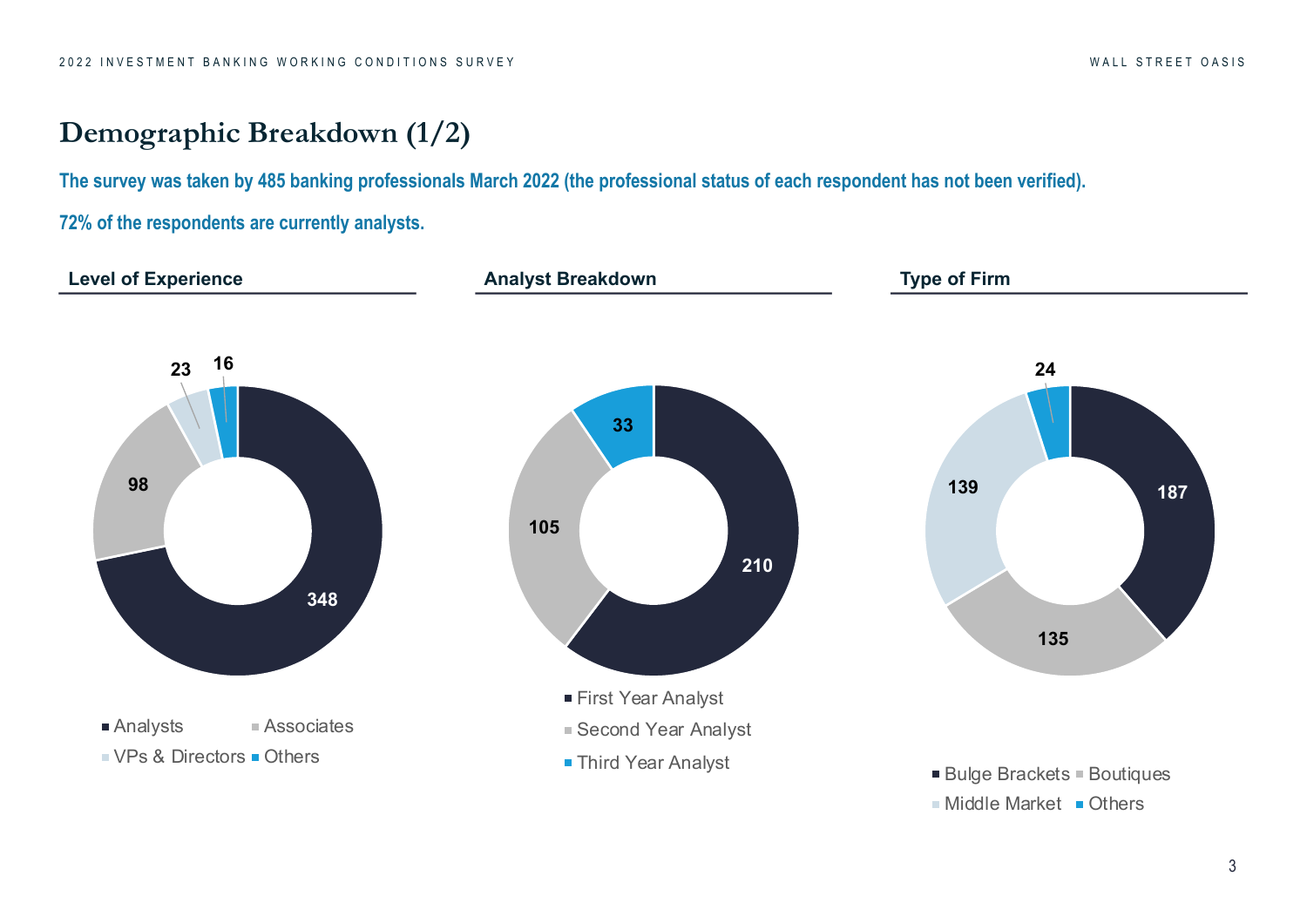# Demographic Breakdown (1/2)

**The survey was taken by 485 banking professionals March 2022 (the professional status of each respondent has not been verified).**

**72% of the respondents are currently analysts.**

### Level of Experience

| Category | Count |
|---|---|
| Analysts | 348 |
| Associates | 98 |
| VPs & Directors | 23 |
| Others | 16 |

### Analyst Breakdown

| Category | Count |
|---|---|
| First Year Analyst | 210 |
| Second Year Analyst | 105 |
| Third Year Analyst | 33 |

### Type of Firm

| Category | Count |
|---|---|
| Bulge Brackets | 187 |
| Boutiques | 135 |
| Middle Market | 139 |
| Others | 24 |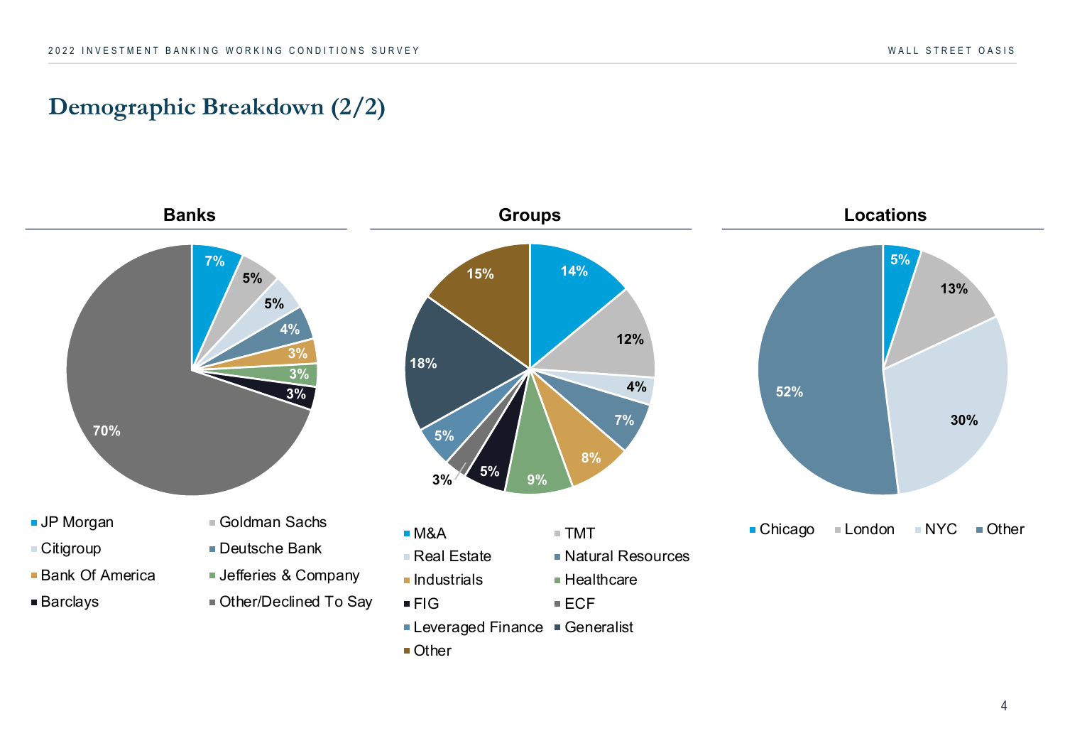# Demographic Breakdown (2/2)

### Banks

| Bank | Share |
|---|---|
| JP Morgan | 7% |
| Goldman Sachs | 5% |
| Citigroup | 5% |
| Deutsche Bank | 4% |
| Bank Of America | 3% |
| Jefferies & Company | 3% |
| Barclays | 3% |
| Other/Declined To Say | 70% |

### Groups

| Group | Share |
|---|---|
| M&A | 14% |
| TMT | 12% |
| Real Estate | 4% |
| Natural Resources | 7% |
| Industrials | 8% |
| Healthcare | 9% |
| FIG | 5% |
| ECF | 3% |
| Leveraged Finance | 5% |
| Generalist | 18% |
| Other | 15% |

### Locations

| Location | Share |
|---|---|
| Chicago | 5% |
| London | 13% |
| NYC | 30% |
| Other | 52% |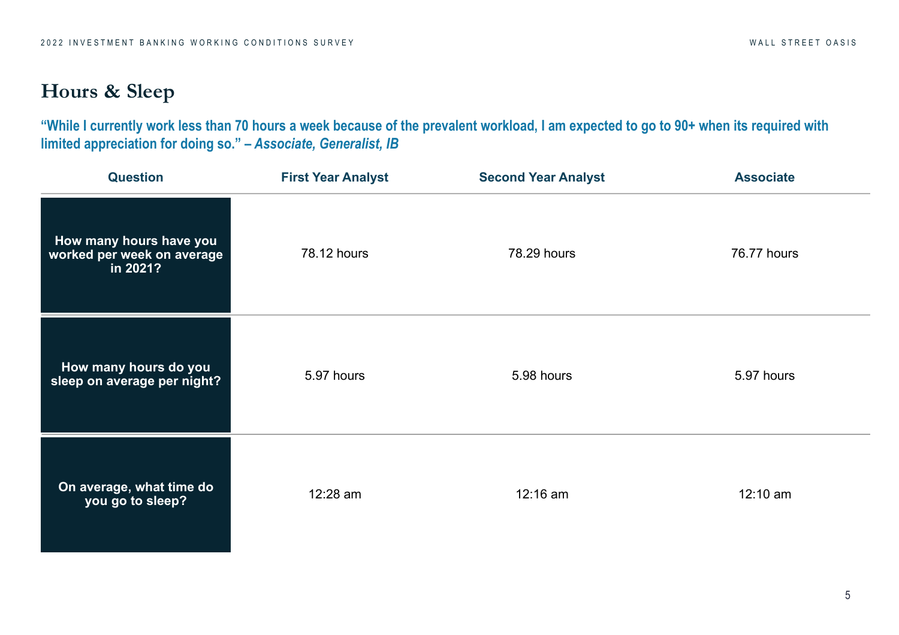## Hours & Sleep

**"While I currently work less than 70 hours a week because of the prevalent workload, I am expected to go to 90+ when its required with limited appreciation for doing so." – *Associate, Generalist, IB***

| Question | First Year Analyst | Second Year Analyst | Associate |
|---|---|---|---|
| **How many hours have you worked per week on average in 2021?** | 78.12 hours | 78.29 hours | 76.77 hours |
| **How many hours do you sleep on average per night?** | 5.97 hours | 5.98 hours | 5.97 hours |
| **On average, what time do you go to sleep?** | 12:28 am | 12:16 am | 12:10 am |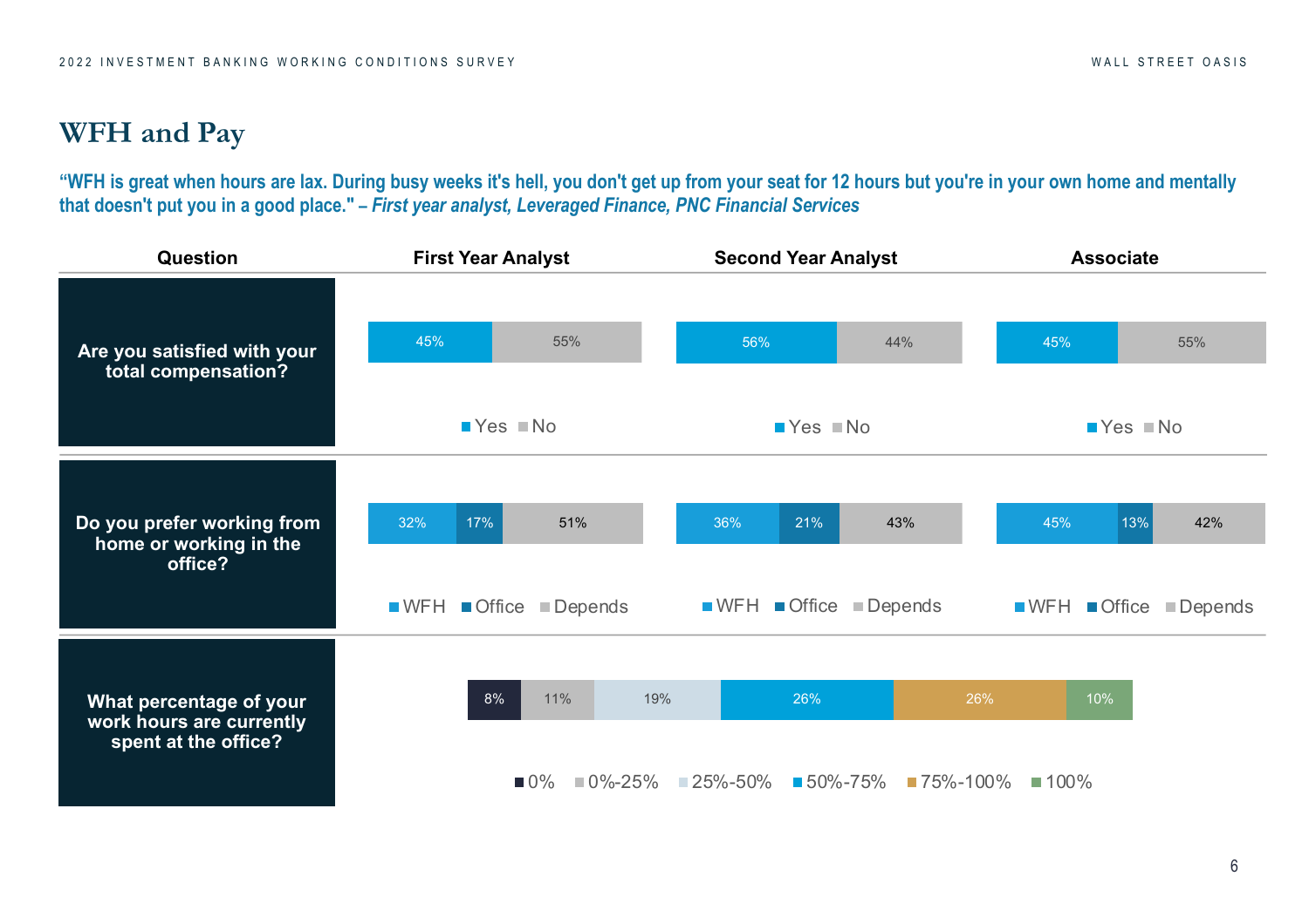# WFH and Pay

**"WFH is great when hours are lax. During busy weeks it's hell, you don't get up from your seat for 12 hours but you're in your own home and mentally that doesn't put you in a good place." – *First year analyst, Leveraged Finance, PNC Financial Services***

| Question | First Year Analyst | Second Year Analyst | Associate |
|---|---|---|---|
| **Are you satisfied with your total compensation?** | Yes 45% / No 55% | Yes 56% / No 44% | Yes 45% / No 55% |
| **Do you prefer working from home or working in the office?** | WFH 32% / Office 17% / Depends 51% | WFH 36% / Office 21% / Depends 43% | WFH 45% / Office 13% / Depends 42% |

**What percentage of your work hours are currently spent at the office?**

| 0% | 0%-25% | 25%-50% | 50%-75% | 75%-100% | 100% |
|---|---|---|---|---|---|
| 8% | 11% | 19% | 26% | 26% | 10% |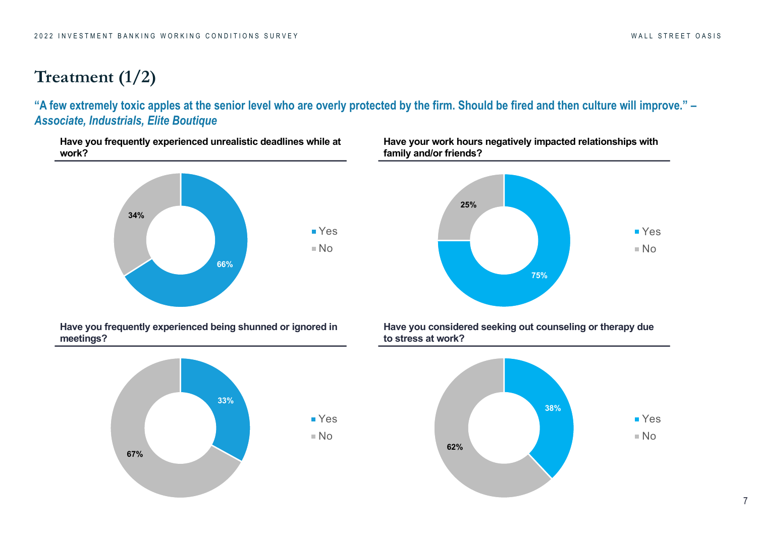# Treatment (1/2)

***"A few extremely toxic apples at the senior level who are overly protected by the firm. Should be fired and then culture will improve." – Associate, Industrials, Elite Boutique***

**Have you frequently experienced unrealistic deadlines while at work?**

| Response | Share |
|---|---|
| Yes | 66% |
| No | 34% |

**Have your work hours negatively impacted relationships with family and/or friends?**

| Response | Share |
|---|---|
| Yes | 75% |
| No | 25% |

**Have you frequently experienced being shunned or ignored in meetings?**

| Response | Share |
|---|---|
| Yes | 33% |
| No | 67% |

**Have you considered seeking out counseling or therapy due to stress at work?**

| Response | Share |
|---|---|
| Yes | 38% |
| No | 62% |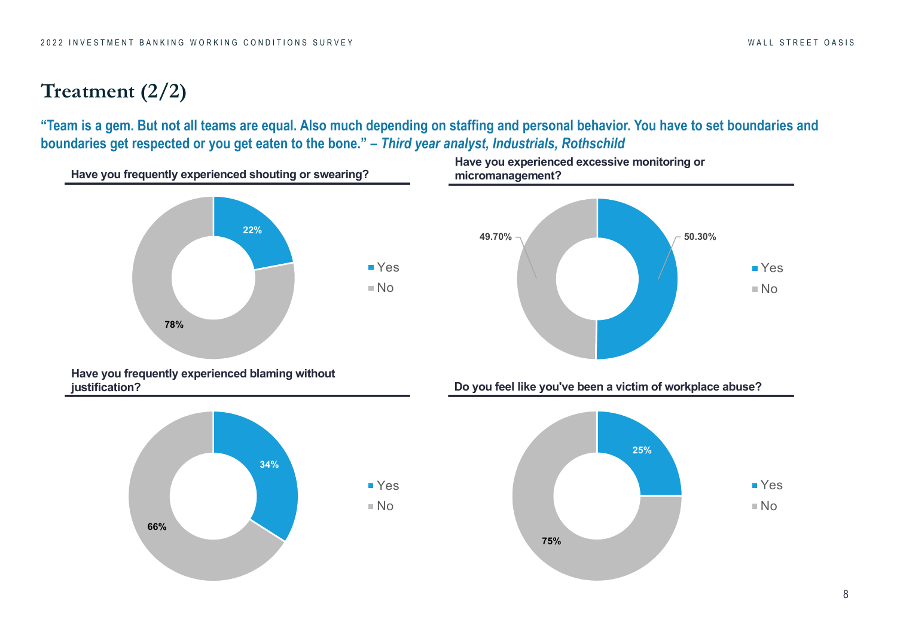# Treatment (2/2)

**"Team is a gem. But not all teams are equal. Also much depending on staffing and personal behavior. You have to set boundaries and boundaries get respected or you get eaten to the bone." – *Third year analyst, Industrials, Rothschild***

**Have you frequently experienced shouting or swearing?**

| Response | Share |
| --- | --- |
| Yes | 22% |
| No | 78% |

**Have you experienced excessive monitoring or micromanagement?**

| Response | Share |
| --- | --- |
| Yes | 50.30% |
| No | 49.70% |

**Have you frequently experienced blaming without justification?**

| Response | Share |
| --- | --- |
| Yes | 34% |
| No | 66% |

**Do you feel like you've been a victim of workplace abuse?**

| Response | Share |
| --- | --- |
| Yes | 25% |
| No | 75% |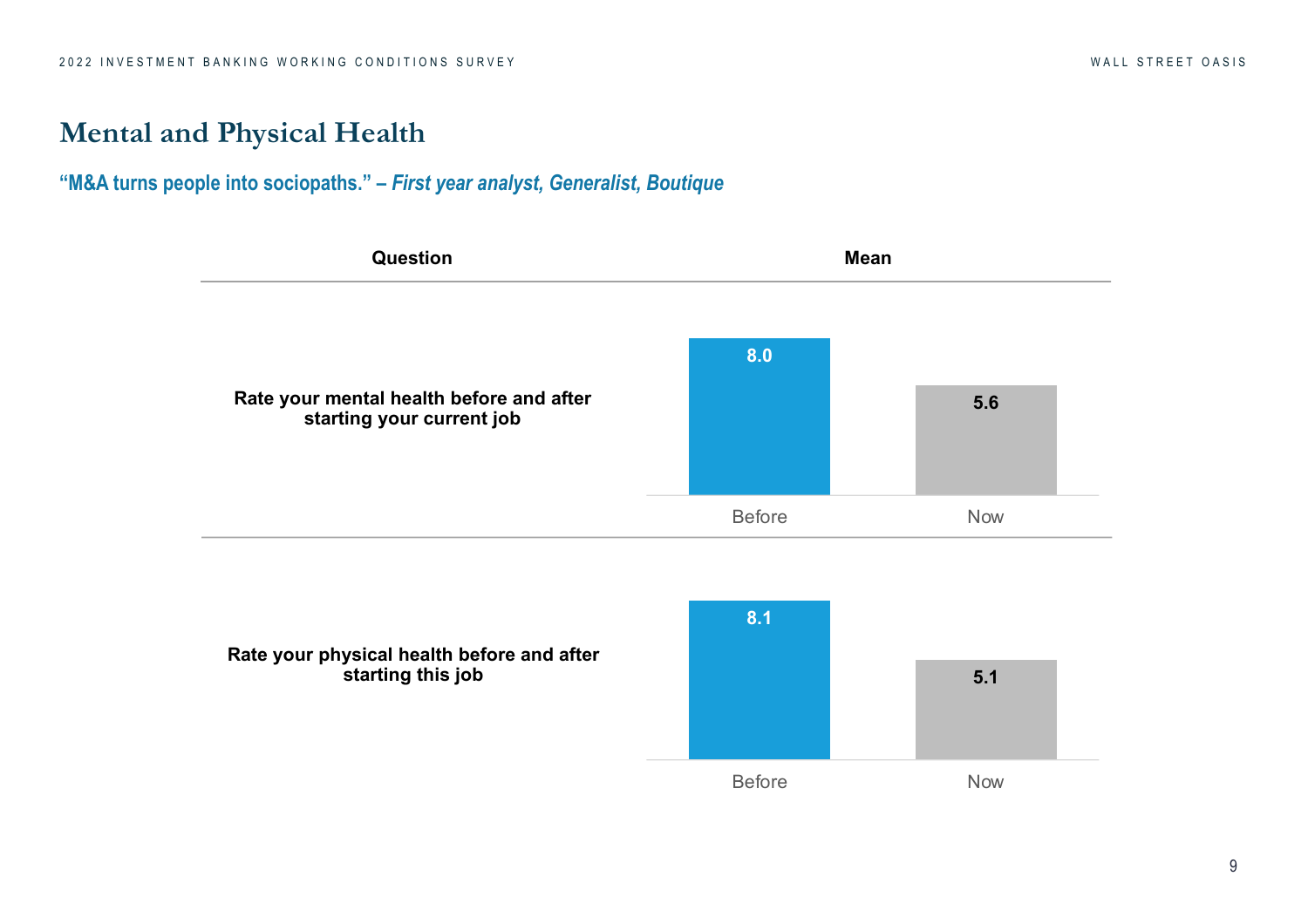# Mental and Physical Health

**"M&A turns people into sociopaths." – *First year analyst, Generalist, Boutique***

| Question | Mean | |
|---|---|---|
| | Before | Now |
| Rate your mental health before and after starting your current job | 8.0 | 5.6 |
| Rate your physical health before and after starting this job | 8.1 | 5.1 |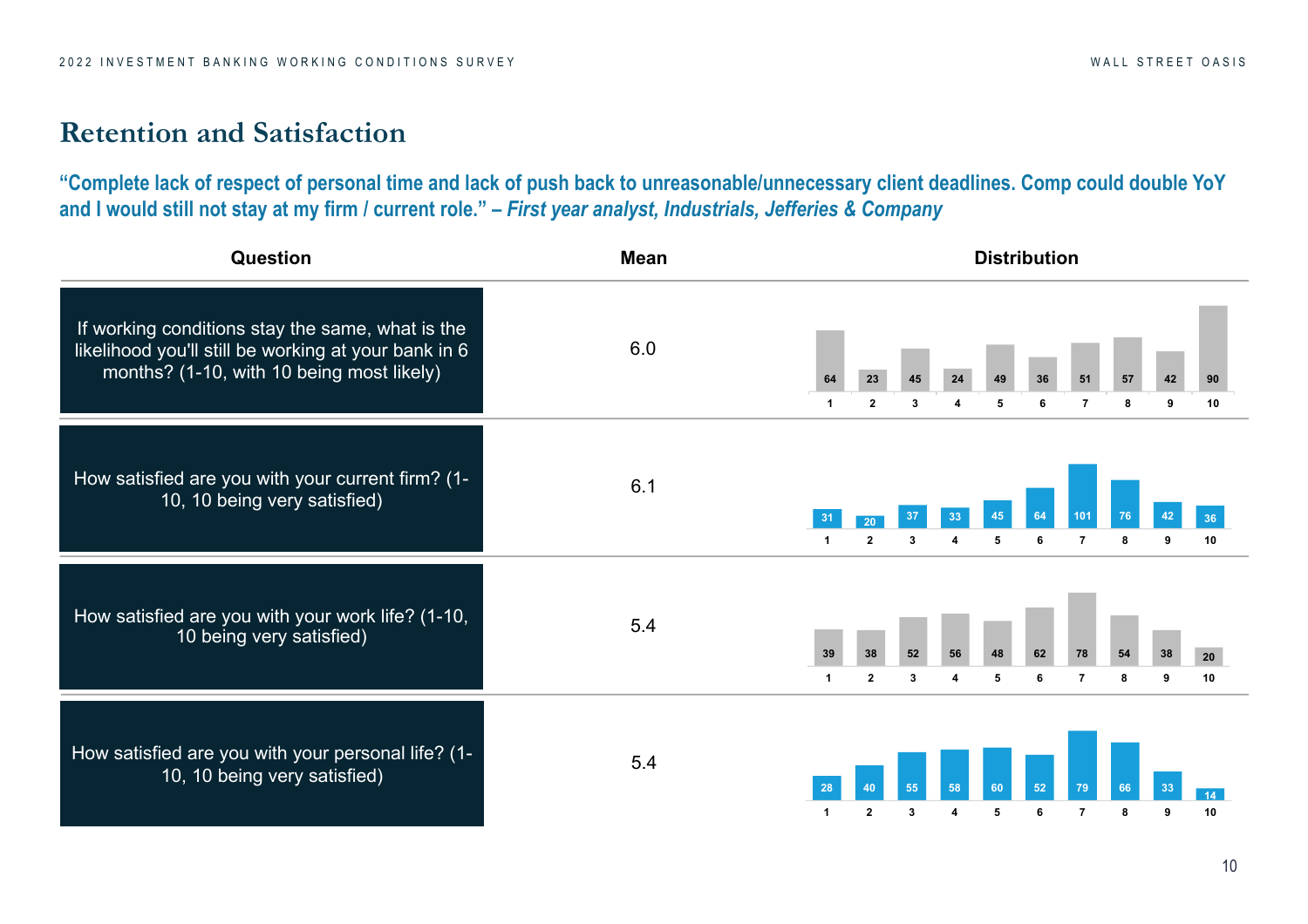## Retention and Satisfaction

**"Complete lack of respect of personal time and lack of push back to unreasonable/unnecessary client deadlines. Comp could double YoY and I would still not stay at my firm / current role." – *First year analyst, Industrials, Jefferies & Company***

| Question | Mean | 1 | 2 | 3 | 4 | 5 | 6 | 7 | 8 | 9 | 10 |
|---|---|---|---|---|---|---|---|---|---|---|---|
| If working conditions stay the same, what is the likelihood you'll still be working at your bank in 6 months? (1-10, with 10 being most likely) | 6.0 | 64 | 23 | 45 | 24 | 49 | 36 | 51 | 57 | 42 | 90 |
| How satisfied are you with your current firm? (1-10, 10 being very satisfied) | 6.1 | 31 | 20 | 37 | 33 | 45 | 64 | 101 | 76 | 42 | 36 |
| How satisfied are you with your work life? (1-10, 10 being very satisfied) | 5.4 | 39 | 38 | 52 | 56 | 48 | 62 | 78 | 54 | 38 | 20 |
| How satisfied are you with your personal life? (1-10, 10 being very satisfied) | 5.4 | 28 | 40 | 55 | 58 | 60 | 52 | 79 | 66 | 33 | 14 |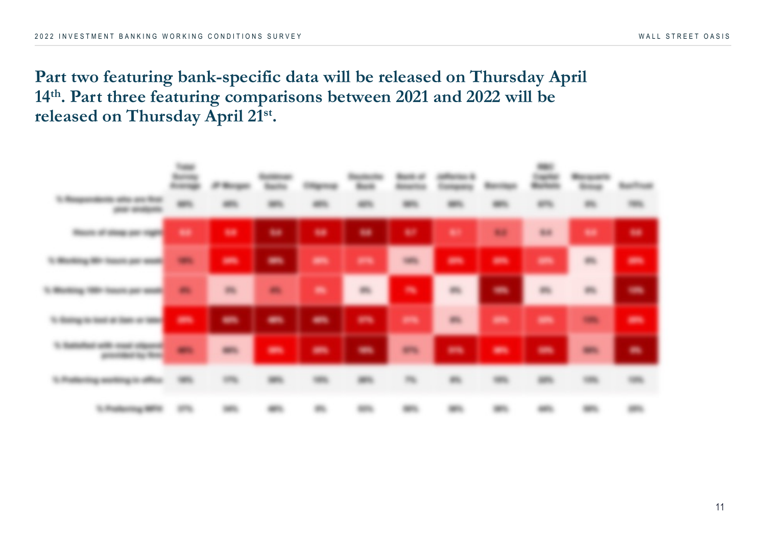Part two featuring bank-specific data will be released on Thursday April 14th. Part three featuring comparisons between 2021 and 2022 will be released on Thursday April 21st.